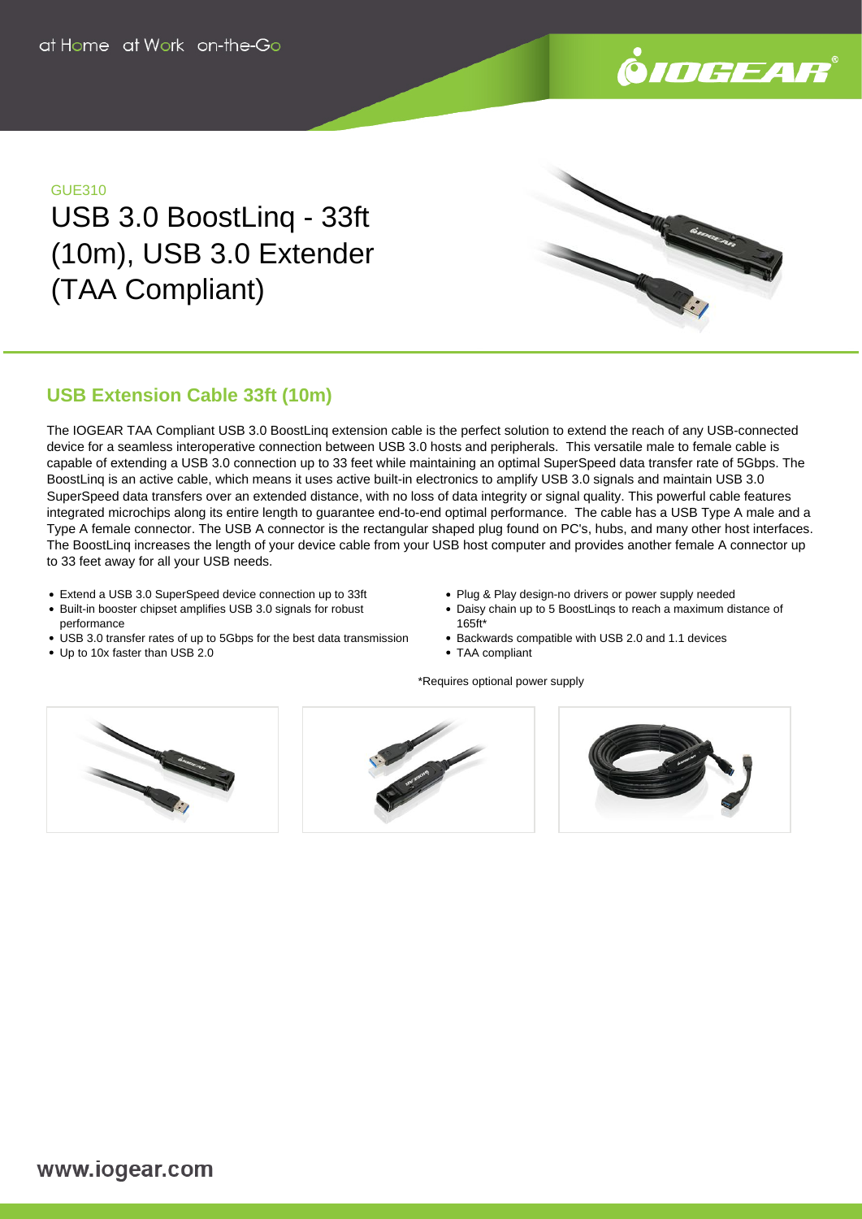GUE310

# USB 3.0 BoostLinq - 33ft (10m), USB 3.0 Extender (TAA Compliant)

## USB Extension Cable 33ft (10m)

The IOGEAR TAA Compliant USB 3.0 BoostLinq extension cable is the perfect solution to extend the reach of any USB-connected device for a seamless interoperative connection between USB 3.0 hosts and peripherals. This versatile male to female cable is capable of extending a USB 3.0 connection up to 33 feet while maintaining an optimal SuperSpeed data transfer rate of 5Gbps. The BoostLinq is an active cable, which means it uses active built-in electronics to amplify USB 3.0 signals and maintain USB 3.0 SuperSpeed data transfers over an extended distance, with no loss of data integrity or signal quality. This powerful cable features integrated microchips along its entire length to guarantee end-to-end optimal performance. The cable has a USB Type A male and a Type A female connector. The USB A connector is the rectangular shaped plug found on PC's, hubs, and many other host interfaces. The BoostLinq increases the length of your device cable from your USB host computer and provides another female A connector up to 33 feet away for all your USB needs.

- Extend a USB 3.0 SuperSpeed device connection up to 33ft
- Built-in booster chipset amplifies USB 3.0 signals for robust performance
- USB 3.0 transfer rates of up to 5Gbps for the best data transmission
- Up to 10x faster than USB 2.0
- Plug & Play design-no drivers or power supply needed
- Daisy chain up to 5 BoostLinqs to reach a maximum distance of 165ft*
- Backwards compatible with USB 2.0 and 1.1 devices
- TAA compliant

*Requires optional power supply

www.iogear.com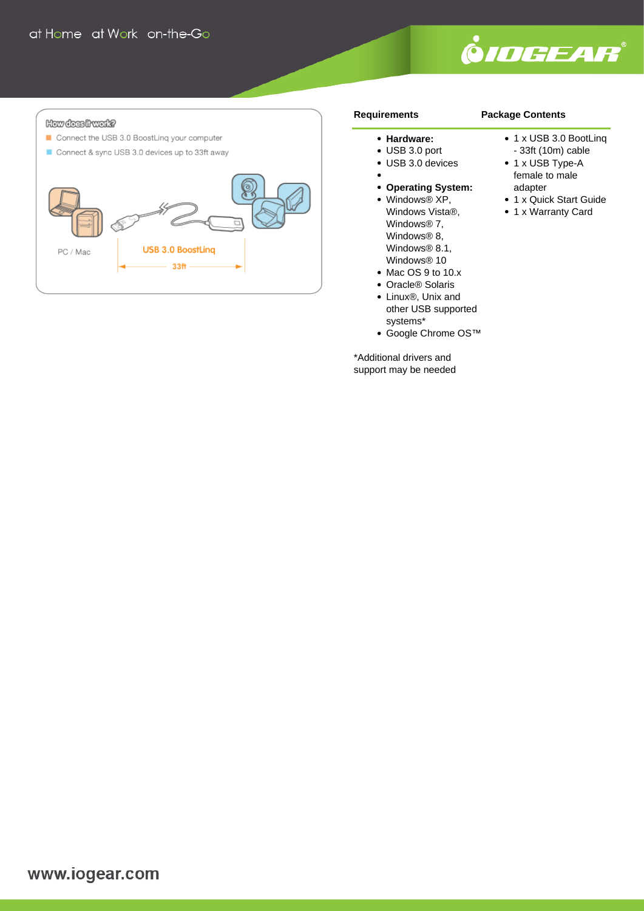at Home at Work on-the-Go

### How does it work?

- Connect the USB 3.0 BoostLinq your computer
- Connect & sync USB 3.0 devices up to 33ft away

PC / Mac

USB 3.0 BoostLinq

33ft

## Requirements

- **Hardware:**
- USB 3.0 port
- USB 3.0 devices
- 
- **Operating System:**
- Windows® XP, Windows Vista®, Windows® 7, Windows® 8, Windows® 8.1, Windows® 10
- Mac OS 9 to 10.x
- Oracle® Solaris
- Linux®, Unix and other USB supported systems*
- Google Chrome OS™

*Additional drivers and support may be needed

## Package Contents

- 1 x USB 3.0 BootLinq - 33ft (10m) cable
- 1 x USB Type-A female to male adapter
- 1 x Quick Start Guide
- 1 x Warranty Card

www.iogear.com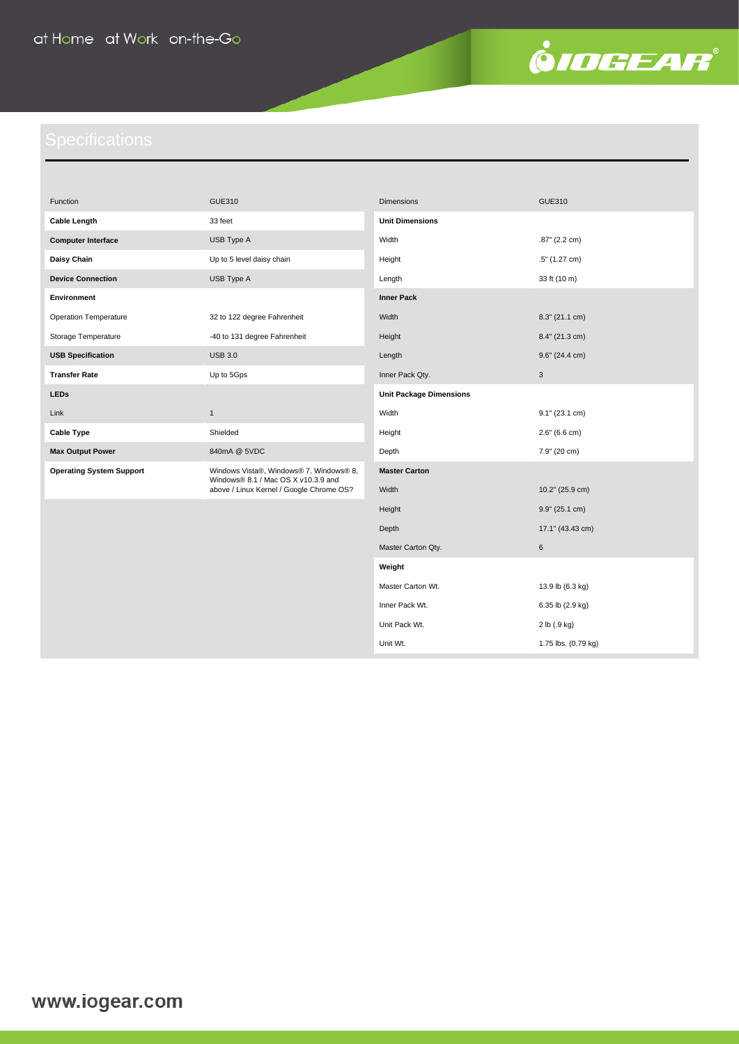## Specifications

| Function | GUE310 |
|---|---|
| **Cable Length** | 33 feet |
| **Computer Interface** | USB Type A |
| **Daisy Chain** | Up to 5 level daisy chain |
| **Device Connection** | USB Type A |
| **Environment** | |
| Operation Temperature | 32 to 122 degree Fahrenheit |
| Storage Temperature | -40 to 131 degree Fahrenheit |
| **USB Specification** | USB 3.0 |
| **Transfer Rate** | Up to 5Gps |
| **LEDs** | |
| Link | 1 |
| **Cable Type** | Shielded |
| **Max Output Power** | 840mA @ 5VDC |
| **Operating System Support** | Windows Vista®, Windows® 7, Windows® 8, Windows® 8.1 / Mac OS X v10.3.9 and above / Linux Kernel / Google Chrome OS? |

| Dimensions | GUE310 |
|---|---|
| **Unit Dimensions** | |
| Width | .87" (2.2 cm) |
| Height | .5" (1.27 cm) |
| Length | 33 ft (10 m) |
| **Inner Pack** | |
| Width | 8.3" (21.1 cm) |
| Height | 8.4" (21.3 cm) |
| Length | 9.6" (24.4 cm) |
| Inner Pack Qty. | 3 |
| **Unit Package Dimensions** | |
| Width | 9.1" (23.1 cm) |
| Height | 2.6" (6.6 cm) |
| Depth | 7.9" (20 cm) |
| **Master Carton** | |
| Width | 10.2" (25.9 cm) |
| Height | 9.9" (25.1 cm) |
| Depth | 17.1" (43.43 cm) |
| Master Carton Qty. | 6 |
| **Weight** | |
| Master Carton Wt. | 13.9 lb (6.3 kg) |
| Inner Pack Wt. | 6.35 lb (2.9 kg) |
| Unit Pack Wt. | 2 lb (.9 kg) |
| Unit Wt. | 1.75 lbs. (0.79 kg) |